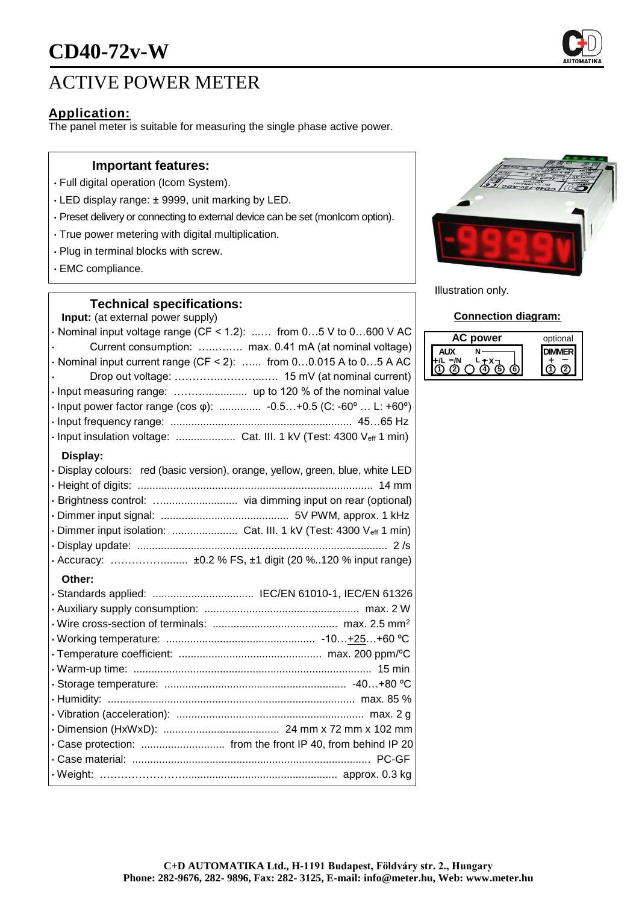# CD40-72v-W

## ACTIVE POWER METER

### Application:

The panel meter is suitable for measuring the single phase active power.

### Important features:

- Full digital operation (Icom System).
- LED display range: ± 9999, unit marking by LED.
- Preset delivery or connecting to external device can be set (monIcom option).
- True power metering with digital multiplication.
- Plug in terminal blocks with screw.
- EMC compliance.

Illustration only.

### Technical specifications:

**Input:** (at external power supply)

- Nominal input voltage range (CF < 1.2): ...... from 0…5 V to 0…600 V AC
- Current consumption: ………… max. 0.41 mA (at nominal voltage)
- Nominal input current range (CF < 2): ...... from 0…0.015 A to 0…5 A AC
- Drop out voltage: ……………………… 15 mV (at nominal current)
- Input measuring range: ……….............. up to 120 % of the nominal value
- Input power factor range (cos φ): .............. -0.5…+0.5 (C: -60º … L: +60º)
- Input frequency range: ............................................................ 45…65 Hz
- Input insulation voltage: .................... Cat. III. 1 kV (Test: 4300 $V_{eff}$ 1 min)

**Display:**

- Display colours: red (basic version), orange, yellow, green, blue, white LED
- Height of digits: ............................................................................... 14 mm
- Brightness control: ............................ via dimming input on rear (optional)
- Dimmer input signal: ........................................... 5V PWM, approx. 1 kHz
- Dimmer input isolation: ...................... Cat. III. 1 kV (Test: 4300 $V_{eff}$ 1 min)
- Display update: .................................................................................... 2 /s
- Accuracy: ……………......... ±0.2 % FS, ±1 digit (20 %..120 % input range)

**Other:**

- Standards applied: .................................. IEC/EN 61010-1, IEC/EN 61326
- Auxiliary supply consumption: ................................................... max. 2 W
- Wire cross-section of terminals: .......................................... max. 2.5 mm²
- Working temperature: .................................................. -10…+25…+60 ºC
- Temperature coefficient: ................................................ max. 200 ppm/ºC
- Warm-up time: ................................................................................ 15 min
- Storage temperature: ............................................................. -40…+80 ºC
- Humidity: ................................................................................... max. 85 %
- Vibration (acceleration): ............................................................... max. 2 g
- Dimension (HxWxD): ....................................... 24 mm x 72 mm x 102 mm
- Case protection: ............................ from the front IP 40, from behind IP 20
- Case material: ............................................................................... PC-GF
- Weight: ……………………................................................... approx. 0.3 kg

### Connection diagram:

| AC power | | | | | | optional | |
|---|---|---|---|---|---|---|---|
| AUX | | | N | L | X | DIMMER | |
| +/L | −/N | | | | | + | − |
| 1 | 2 | | 4 | 5 | 6 | 1 | 2 |

C+D AUTOMATIKA Ltd., H-1191 Budapest, Földváry str. 2., Hungary
Phone: 282-9676, 282- 9896, Fax: 282- 3125, E-mail: info@meter.hu, Web: www.meter.hu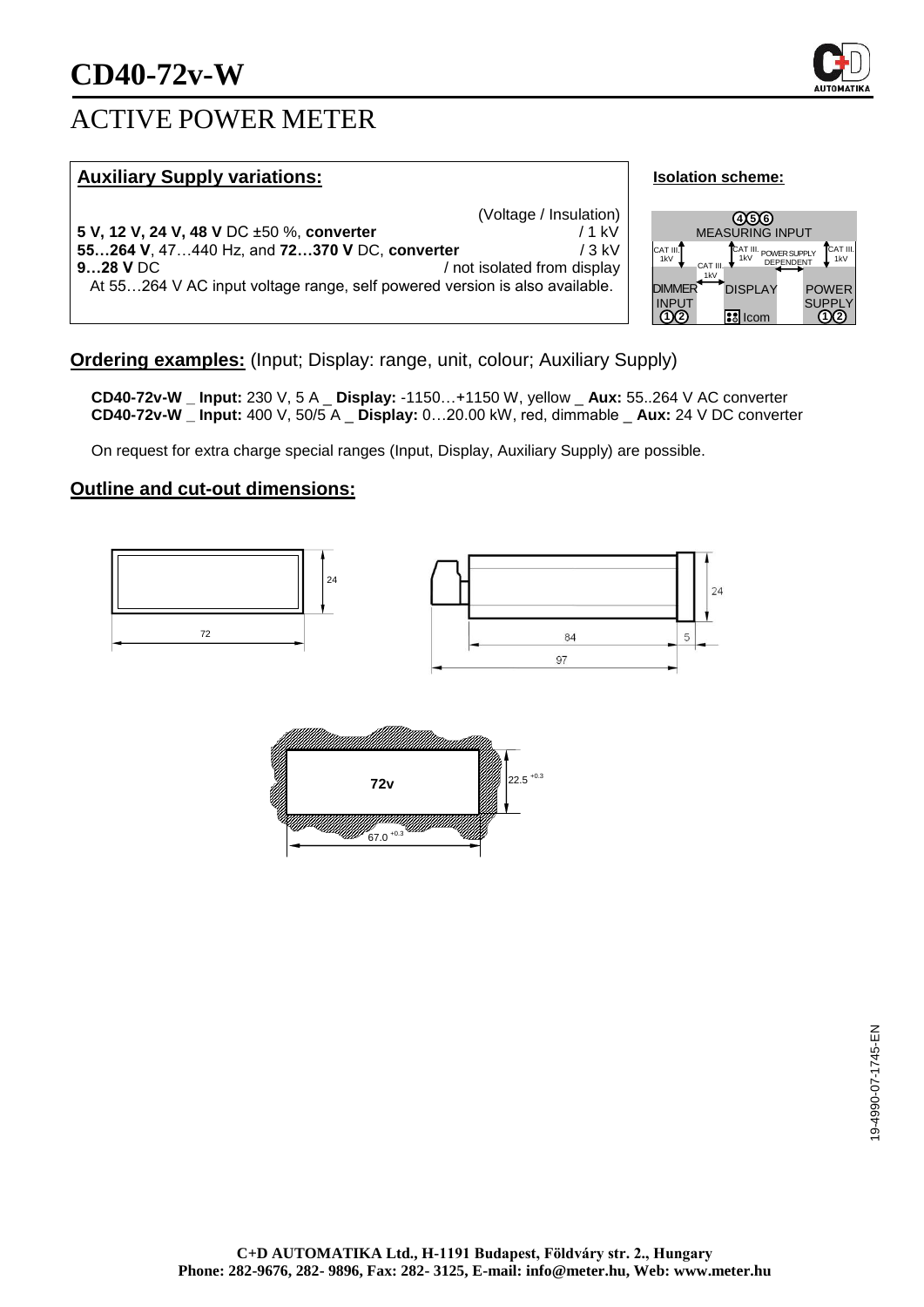# CD40-72v-W

## ACTIVE POWER METER

### Auxiliary Supply variations:

| | (Voltage / Insulation) |
|---|---|
| **5 V, 12 V, 24 V, 48 V** DC ±50 %, **converter** | / 1 kV |
| **55…264 V**, 47…440 Hz, and **72…370 V** DC, **converter** | / 3 kV |
| **9…28 V** DC | / not isolated from display |

At 55…264 V AC input voltage range, self powered version is also available.

### Isolation scheme:

④⑤⑥
MEASURING INPUT
CAT III. 1kV
CAT III. 1kV
CAT III. 1kV
POWER SUPPLY DEPENDENT
CAT III. 1kV
DIMMER INPUT ①②
DISPLAY
Icom
POWER SUPPLY ①②

### Ordering examples: (Input; Display: range, unit, colour; Auxiliary Supply)

**CD40-72v-W _ Input:** 230 V, 5 A _ **Display:** -1150…+1150 W, yellow _ **Aux:** 55..264 V AC converter
**CD40-72v-W _ Input:** 400 V, 50/5 A _ **Display:** 0…20.00 kW, red, dimmable _ **Aux:** 24 V DC converter

On request for extra charge special ranges (Input, Display, Auxiliary Supply) are possible.

### Outline and cut-out dimensions:

72
24
84
5
97
24
72v
22.5 +0.3
67.0 +0.3

19-4990-07-1745-EN

**C+D AUTOMATIKA Ltd., H-1191 Budapest, Földváry str. 2., Hungary**
**Phone: 282-9676, 282- 9896, Fax: 282- 3125, E-mail: info@meter.hu, Web: www.meter.hu**